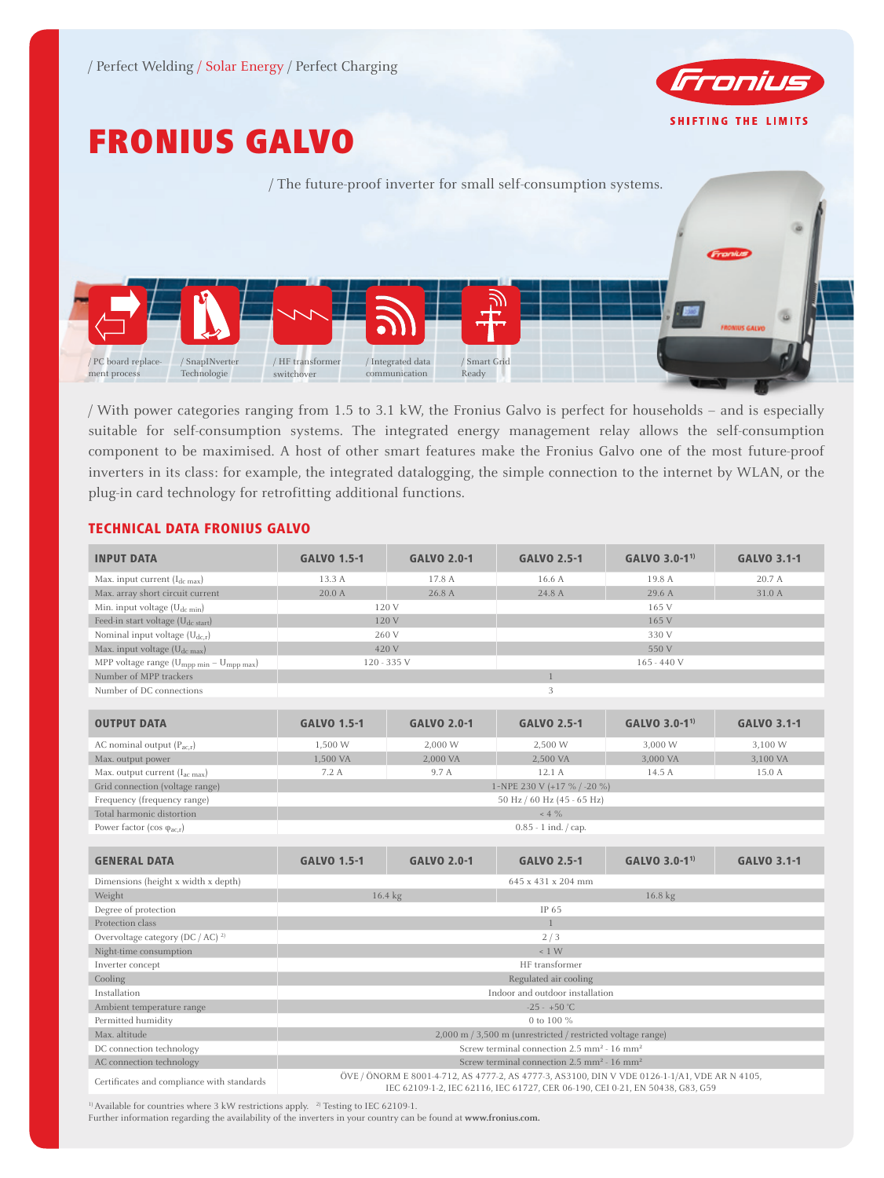/ Perfect Welding / Solar Energy / Perfect Charging

SHIFTING THE LIMITS

# FRONIUS GALVO

/ The future-proof inverter for small self-consumption systems.

/ PC board replacement process / SnapINverter Technologie / HF transformer switchover / Integrated data communication / Smart Grid Ready

/ With power categories ranging from 1.5 to 3.1 kW, the Fronius Galvo is perfect for households – and is especially suitable for self-consumption systems. The integrated energy management relay allows the self-consumption component to be maximised. A host of other smart features make the Fronius Galvo one of the most future-proof inverters in its class: for example, the integrated datalogging, the simple connection to the internet by WLAN, or the plug-in card technology for retrofitting additional functions.

## TECHNICAL DATA FRONIUS GALVO

| INPUT DATA | GALVO 1.5-1 | GALVO 2.0-1 | GALVO 2.5-1 | GALVO 3.0-1[1] | GALVO 3.1-1 |
|---|---|---|---|---|---|
| Max. input current ($I_{dc\ max}$) | 13.3 A | 17.8 A | 16.6 A | 19.8 A | 20.7 A |
| Max. array short circuit current | 20.0 A | 26.8 A | 24.8 A | 29.6 A | 31.0 A |
| Min. input voltage ($U_{dc\ min}$) | 120 V | | 165 V | | |
| Feed-in start voltage ($U_{dc\ start}$) | 120 V | | 165 V | | |
| Nominal input voltage ($U_{dc,r}$) | 260 V | | 330 V | | |
| Max. input voltage ($U_{dc\ max}$) | 420 V | | 550 V | | |
| MPP voltage range ($U_{mpp\ min}$ – $U_{mpp\ max}$) | 120 - 335 V | | 165 - 440 V | | |
| Number of MPP trackers | 1 | | | | |
| Number of DC connections | 3 | | | | |

| OUTPUT DATA | GALVO 1.5-1 | GALVO 2.0-1 | GALVO 2.5-1 | GALVO 3.0-1[1] | GALVO 3.1-1 |
|---|---|---|---|---|---|
| AC nominal output ($P_{ac,r}$) | 1,500 W | 2,000 W | 2,500 W | 3,000 W | 3,100 W |
| Max. output power | 1,500 VA | 2,000 VA | 2,500 VA | 3,000 VA | 3,100 VA |
| Max. output current ($I_{ac\ max}$) | 7.2 A | 9.7 A | 12.1 A | 14.5 A | 15.0 A |
| Grid connection (voltage range) | 1-NPE 230 V (+17 % / -20 %) | | | | |
| Frequency (frequency range) | 50 Hz / 60 Hz (45 - 65 Hz) | | | | |
| Total harmonic distortion | < 4 % | | | | |
| Power factor (cos $\varphi_{ac,r}$) | 0.85 - 1 ind. / cap. | | | | |

| GENERAL DATA | GALVO 1.5-1 | GALVO 2.0-1 | GALVO 2.5-1 | GALVO 3.0-1[1] | GALVO 3.1-1 |
|---|---|---|---|---|---|
| Dimensions (height x width x depth) | 645 x 431 x 204 mm | | | | |
| Weight | 16.4 kg | | 16.8 kg | | |
| Degree of protection | IP 65 | | | | |
| Protection class | 1 | | | | |
| Overvoltage category (DC / AC) [2] | 2 / 3 | | | | |
| Night-time consumption | < 1 W | | | | |
| Inverter concept | HF transformer | | | | |
| Cooling | Regulated air cooling | | | | |
| Installation | Indoor and outdoor installation | | | | |
| Ambient temperature range | -25 - +50 °C | | | | |
| Permitted humidity | 0 to 100 % | | | | |
| Max. altitude | 2,000 m / 3,500 m (unrestricted / restricted voltage range) | | | | |
| DC connection technology | Screw terminal connection 2.5 mm² - 16 mm² | | | | |
| AC connection technology | Screw terminal connection 2.5 mm² - 16 mm² | | | | |
| Certificates and compliance with standards | ÖVE / ÖNORM E 8001-4-712, AS 4777-2, AS 4777-3, AS3100, DIN V VDE 0126-1-1/A1, VDE AR N 4105, IEC 62109-1-2, IEC 62116, IEC 61727, CER 06-190, CEI 0-21, EN 50438, G83, G59 | | | | |

[1] Available for countries where 3 kW restrictions apply. [2] Testing to IEC 62109-1.
Further information regarding the availability of the inverters in your country can be found at **www.fronius.com.**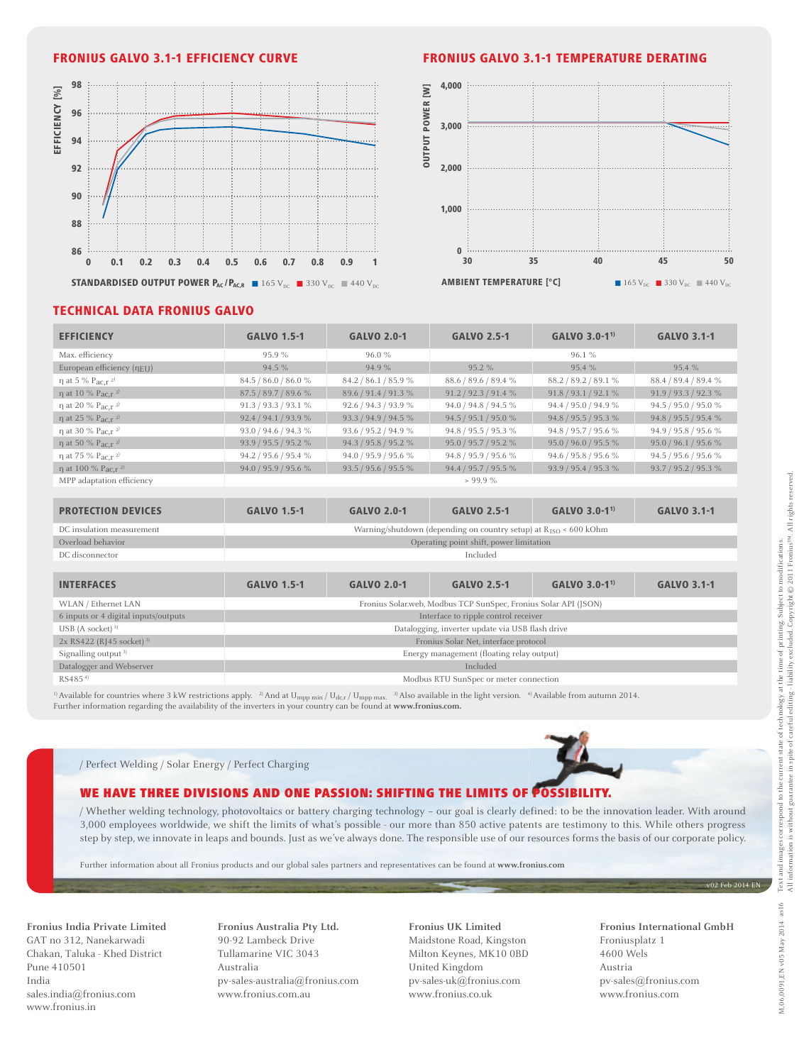## FRONIUS GALVO 3.1-1 EFFICIENCY CURVE

EFFICIENCY [%]

98
96
94
92
90
88
86

0 0.1 0.2 0.3 0.4 0.5 0.6 0.7 0.8 0.9 1

STANDARDISED OUTPUT POWER $P_{AC}$ / $P_{AC,R}$ ■ 165 $V_{DC}$ ■ 330 $V_{DC}$ ■ 440 $V_{DC}$

## FRONIUS GALVO 3.1-1 TEMPERATURE DERATING

OUTPUT POWER [W]

4,000
3,000
2,000
1,000
0

30 35 40 45 50

AMBIENT TEMPERATURE [°C] ■ 165 $V_{DC}$ ■ 330 $V_{DC}$ ■ 440 $V_{DC}$

## TECHNICAL DATA FRONIUS GALVO

| EFFICIENCY | GALVO 1.5-1 | GALVO 2.0-1 | GALVO 2.5-1 | GALVO 3.0-1[1] | GALVO 3.1-1 |
|---|---|---|---|---|---|
| Max. efficiency | 95.9 % | 96.0 % | | 96.1 % | |
| European efficiency ($\eta_{EU}$) | 94.5 % | 94.9 % | 95.2 % | 95.4 % | 95.4 % |
| η at 5 % $P_{ac,r}$ [2] | 84.5 / 86.0 / 86.0 % | 84.2 / 86.1 / 85.9 % | 88.6 / 89.6 / 89.4 % | 88.2 / 89.2 / 89.1 % | 88.4 / 89.4 / 89.4 % |
| η at 10 % $P_{ac,r}$ [2] | 87.5 / 89.7 / 89.6 % | 89.6 / 91.4 / 91.3 % | 91.2 / 92.3 / 91.4 % | 91.8 / 93.1 / 92.1 % | 91.9 / 93.3 / 92.3 % |
| η at 20 % $P_{ac,r}$ [2] | 91.3 / 93.3 / 93.1 % | 92.6 / 94.3 / 93.9 % | 94.0 / 94.8 / 94.5 % | 94.4 / 95.0 / 94.9 % | 94.5 / 95.0 / 95.0 % |
| η at 25 % $P_{ac,r}$ [2] | 92.4 / 94.1 / 93.9 % | 93.3 / 94.9 / 94.5 % | 94.5 / 95.1 / 95.0 % | 94.8 / 95.5 / 95.3 % | 94.8 / 95.5 / 95.4 % |
| η at 30 % $P_{ac,r}$ [2] | 93.0 / 94.6 / 94.3 % | 93.6 / 95.2 / 94.9 % | 94.8 / 95.5 / 95.3 % | 94.8 / 95.7 / 95.6 % | 94.9 / 95.8 / 95.6 % |
| η at 50 % $P_{ac,r}$ [2] | 93.9 / 95.5 / 95.2 % | 94.3 / 95.8 / 95.2 % | 95.0 / 95.7 / 95.2 % | 95.0 / 96.0 / 95.5 % | 95.0 / 96.1 / 95.6 % |
| η at 75 % $P_{ac,r}$ [2] | 94.2 / 95.6 / 95.4 % | 94.0 / 95.9 / 95.6 % | 94.8 / 95.9 / 95.6 % | 94.6 / 95.8 / 95.6 % | 94.5 / 95.6 / 95.6 % |
| η at 100 % $P_{ac,r}$ [2] | 94.0 / 95.9 / 95.6 % | 93.5 / 95.6 / 95.5 % | 94.4 / 95.7 / 95.5 % | 93.9 / 95.4 / 95.3 % | 93.7 / 95.2 / 95.3 % |
| MPP adaptation efficiency | > 99.9 % | | | | |

| PROTECTION DEVICES | GALVO 1.5-1 | GALVO 2.0-1 | GALVO 2.5-1 | GALVO 3.0-1[1] | GALVO 3.1-1 |
|---|---|---|---|---|---|
| DC insulation measurement | Warning/shutdown (depending on country setup) at $R_{ISO}$ < 600 kOhm | | | | |
| Overload behavior | Operating point shift, power limitation | | | | |
| DC disconnector | Included | | | | |

| INTERFACES | GALVO 1.5-1 | GALVO 2.0-1 | GALVO 2.5-1 | GALVO 3.0-1[1] | GALVO 3.1-1 |
|---|---|---|---|---|---|
| WLAN / Ethernet LAN | Fronius Solar.web, Modbus TCP SunSpec, Fronius Solar API (JSON) | | | | |
| 6 inputs or 4 digital inputs/outputs | Interface to ripple control receiver | | | | |
| USB (A socket) [3] | Datalogging, inverter update via USB flash drive | | | | |
| 2x RS422 (RJ45 socket) [3] | Fronius Solar Net, interface protocol | | | | |
| Signalling output [3] | Energy management (floating relay output) | | | | |
| Datalogger and Webserver | Included | | | | |
| RS485 [4] | Modbus RTU SunSpec or meter connection | | | | |

[1] Available for countries where 3 kW restrictions apply. [2] And at $U_{mpp\,min}$ / $U_{dc,r}$ / $U_{mpp\,max}$. [3] Also available in the light version. [4] Available from autumn 2014.
Further information regarding the availability of the inverters in your country can be found at **www.fronius.com.**

/ Perfect Welding / Solar Energy / Perfect Charging

## WE HAVE THREE DIVISIONS AND ONE PASSION: SHIFTING THE LIMITS OF POSSIBILITY.

/ Whether welding technology, photovoltaics or battery charging technology – our goal is clearly defined: to be the innovation leader. With around 3,000 employees worldwide, we shift the limits of what's possible - our more than 850 active patents are testimony to this. While others progress step by step, we innovate in leaps and bounds. Just as we've always done. The responsible use of our resources forms the basis of our corporate policy.

Further information about all Fronius products and our global sales partners and representatives can be found at **www.fronius.com**

v02 Feb 2014 EN

**Fronius India Private Limited**
GAT no 312, Nanekarwadi
Chakan, Taluka - Khed District
Pune 410501
India
sales.india@fronius.com
www.fronius.in

**Fronius Australia Pty Ltd.**
90-92 Lambeck Drive
Tullamarine VIC 3043
Australia
pv-sales-australia@fronius.com
www.fronius.com.au

**Fronius UK Limited**
Maidstone Road, Kingston
Milton Keynes, MK10 0BD
United Kingdom
pv-sales-uk@fronius.com
www.fronius.co.uk

**Fronius International GmbH**
Froniusplatz 1
4600 Wels
Austria
pv-sales@fronius.com
www.fronius.com

Text and images correspond to the current state of technology at the time of printing. Subject to modifications.
All information is without guarantee in spite of careful editing - liability excluded. Copyright © 2011 Fronius™. All rights reserved.

M,06,0091,EN v05 May 2014 as16